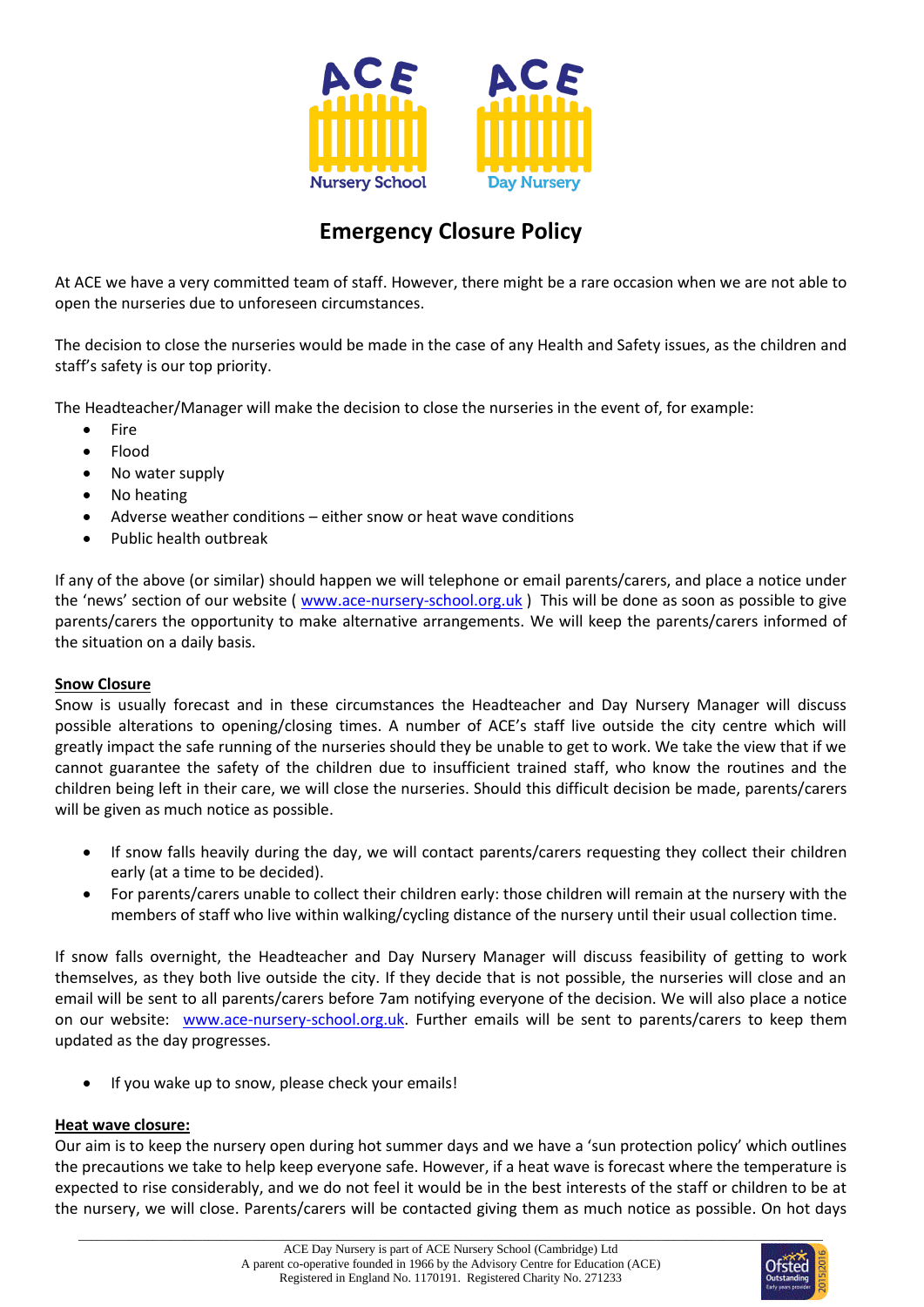# Emergency Closure Policy

At ACE we have a very committed team of staff. However, there might be a rare occasion when we are not able to open the nurseries due to unforeseen circumstances.

The decision to close the nurseries would be made in the case of any Health and Safety issues, as the children and staff's safety is our top priority.

The Headteacher/Manager will make the decision to close the nurseries in the event of, for example:

- Fire
- Flood
- No water supply
- No heating
- Adverse weather conditions – either snow or heat wave conditions
- Public health outbreak

If any of the above (or similar) should happen we will telephone or email parents/carers, and place a notice under the 'news' section of our website ( www.ace-nursery-school.org.uk ) This will be done as soon as possible to give parents/carers the opportunity to make alternative arrangements. We will keep the parents/carers informed of the situation on a daily basis.

**Snow Closure**

Snow is usually forecast and in these circumstances the Headteacher and Day Nursery Manager will discuss possible alterations to opening/closing times. A number of ACE's staff live outside the city centre which will greatly impact the safe running of the nurseries should they be unable to get to work. We take the view that if we cannot guarantee the safety of the children due to insufficient trained staff, who know the routines and the children being left in their care, we will close the nurseries. Should this difficult decision be made, parents/carers will be given as much notice as possible.

- If snow falls heavily during the day, we will contact parents/carers requesting they collect their children early (at a time to be decided).
- For parents/carers unable to collect their children early: those children will remain at the nursery with the members of staff who live within walking/cycling distance of the nursery until their usual collection time.

If snow falls overnight, the Headteacher and Day Nursery Manager will discuss feasibility of getting to work themselves, as they both live outside the city. If they decide that is not possible, the nurseries will close and an email will be sent to all parents/carers before 7am notifying everyone of the decision. We will also place a notice on our website: www.ace-nursery-school.org.uk. Further emails will be sent to parents/carers to keep them updated as the day progresses.

- If you wake up to snow, please check your emails!

**Heat wave closure:**

Our aim is to keep the nursery open during hot summer days and we have a 'sun protection policy' which outlines the precautions we take to help keep everyone safe. However, if a heat wave is forecast where the temperature is expected to rise considerably, and we do not feel it would be in the best interests of the staff or children to be at the nursery, we will close. Parents/carers will be contacted giving them as much notice as possible. On hot days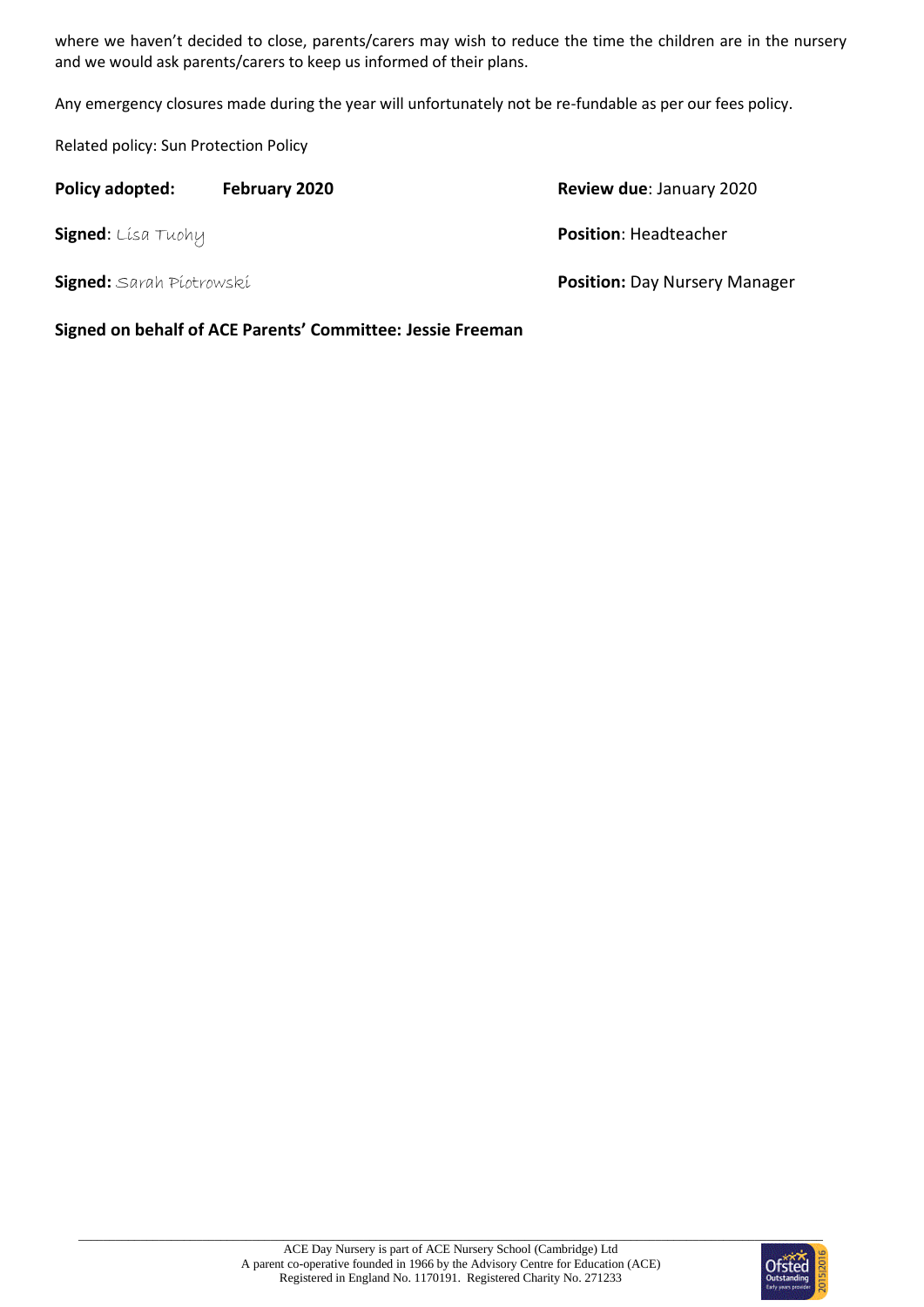where we haven't decided to close, parents/carers may wish to reduce the time the children are in the nursery and we would ask parents/carers to keep us informed of their plans.

Any emergency closures made during the year will unfortunately not be re-fundable as per our fees policy.

Related policy: Sun Protection Policy

**Policy adopted:** **February 2020** **Review due**: January 2020

**Signed**: Lisa Tuohy **Position**: Headteacher

**Signed:** Sarah Piotrowski **Position:** Day Nursery Manager

**Signed on behalf of ACE Parents' Committee: Jessie Freeman**

ACE Day Nursery is part of ACE Nursery School (Cambridge) Ltd
A parent co-operative founded in 1966 by the Advisory Centre for Education (ACE)
Registered in England No. 1170191. Registered Charity No. 271233